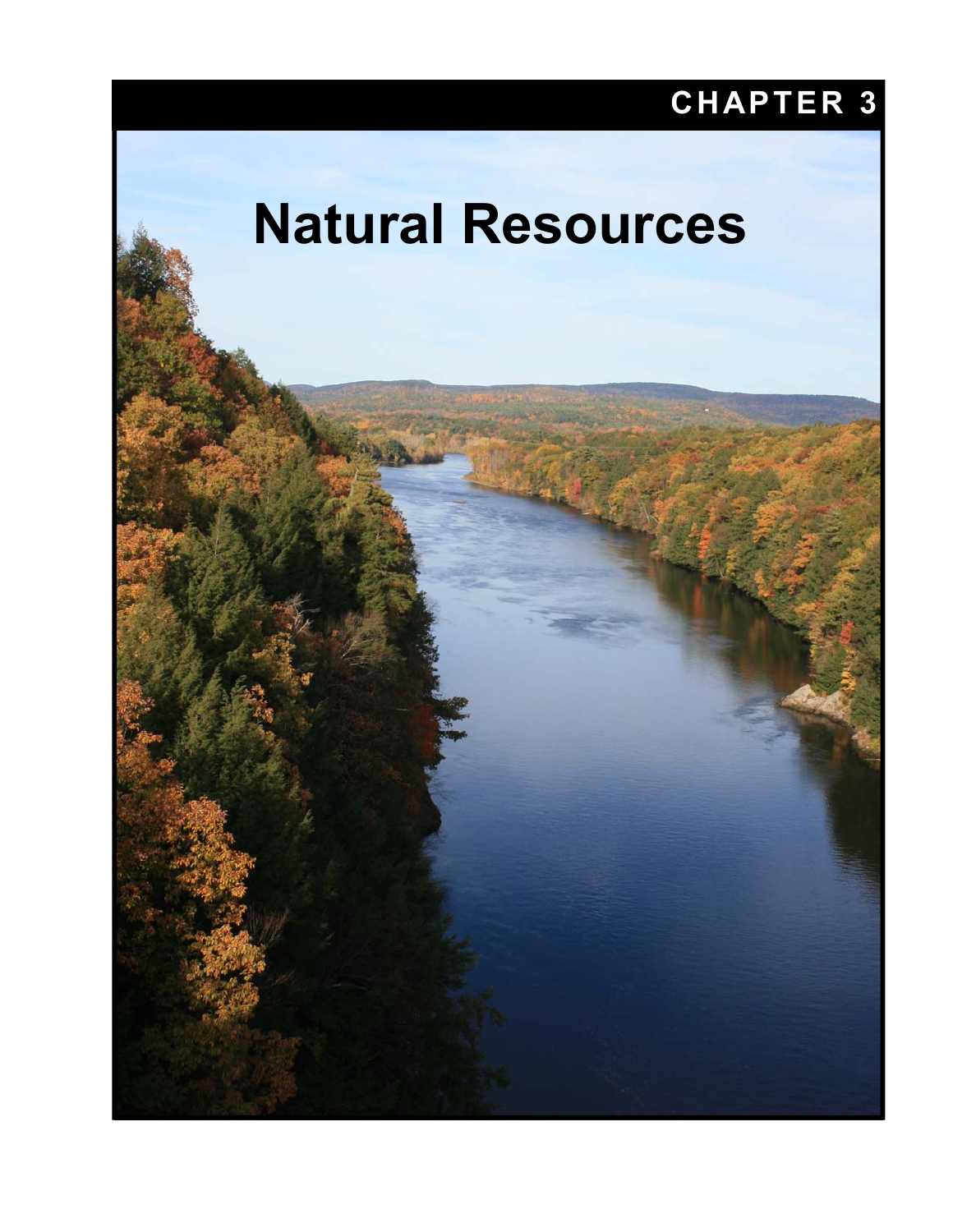CHAPTER 3

# Natural Resources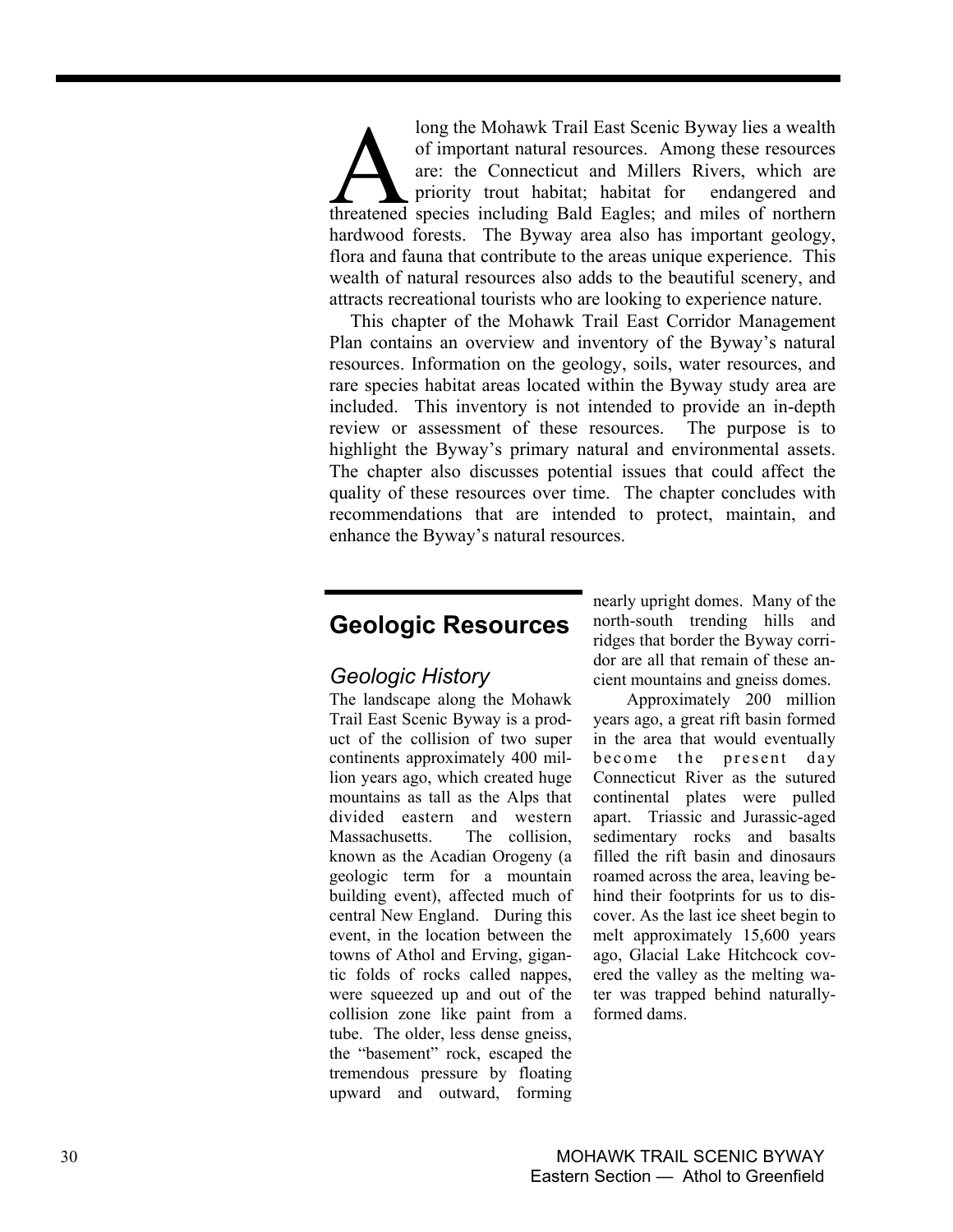Along the Mohawk Trail East Scenic Byway lies a wealth of important natural resources. Among these resources are: the Connecticut and Millers Rivers, which are priority trout habitat; habitat for endangered and threatened species including Bald Eagles; and miles of northern hardwood forests. The Byway area also has important geology, flora and fauna that contribute to the areas unique experience. This wealth of natural resources also adds to the beautiful scenery, and attracts recreational tourists who are looking to experience nature.

This chapter of the Mohawk Trail East Corridor Management Plan contains an overview and inventory of the Byway's natural resources. Information on the geology, soils, water resources, and rare species habitat areas located within the Byway study area are included. This inventory is not intended to provide an in-depth review or assessment of these resources. The purpose is to highlight the Byway's primary natural and environmental assets. The chapter also discusses potential issues that could affect the quality of these resources over time. The chapter concludes with recommendations that are intended to protect, maintain, and enhance the Byway's natural resources.

## Geologic Resources

### *Geologic History*

The landscape along the Mohawk Trail East Scenic Byway is a product of the collision of two super continents approximately 400 million years ago, which created huge mountains as tall as the Alps that divided eastern and western Massachusetts. The collision, known as the Acadian Orogeny (a geologic term for a mountain building event), affected much of central New England. During this event, in the location between the towns of Athol and Erving, gigantic folds of rocks called nappes, were squeezed up and out of the collision zone like paint from a tube. The older, less dense gneiss, the "basement" rock, escaped the tremendous pressure by floating upward and outward, forming nearly upright domes. Many of the north-south trending hills and ridges that border the Byway corridor are all that remain of these ancient mountains and gneiss domes.

Approximately 200 million years ago, a great rift basin formed in the area that would eventually become the present day Connecticut River as the sutured continental plates were pulled apart. Triassic and Jurassic-aged sedimentary rocks and basalts filled the rift basin and dinosaurs roamed across the area, leaving behind their footprints for us to discover. As the last ice sheet begin to melt approximately 15,600 years ago, Glacial Lake Hitchcock covered the valley as the melting water was trapped behind naturally-formed dams.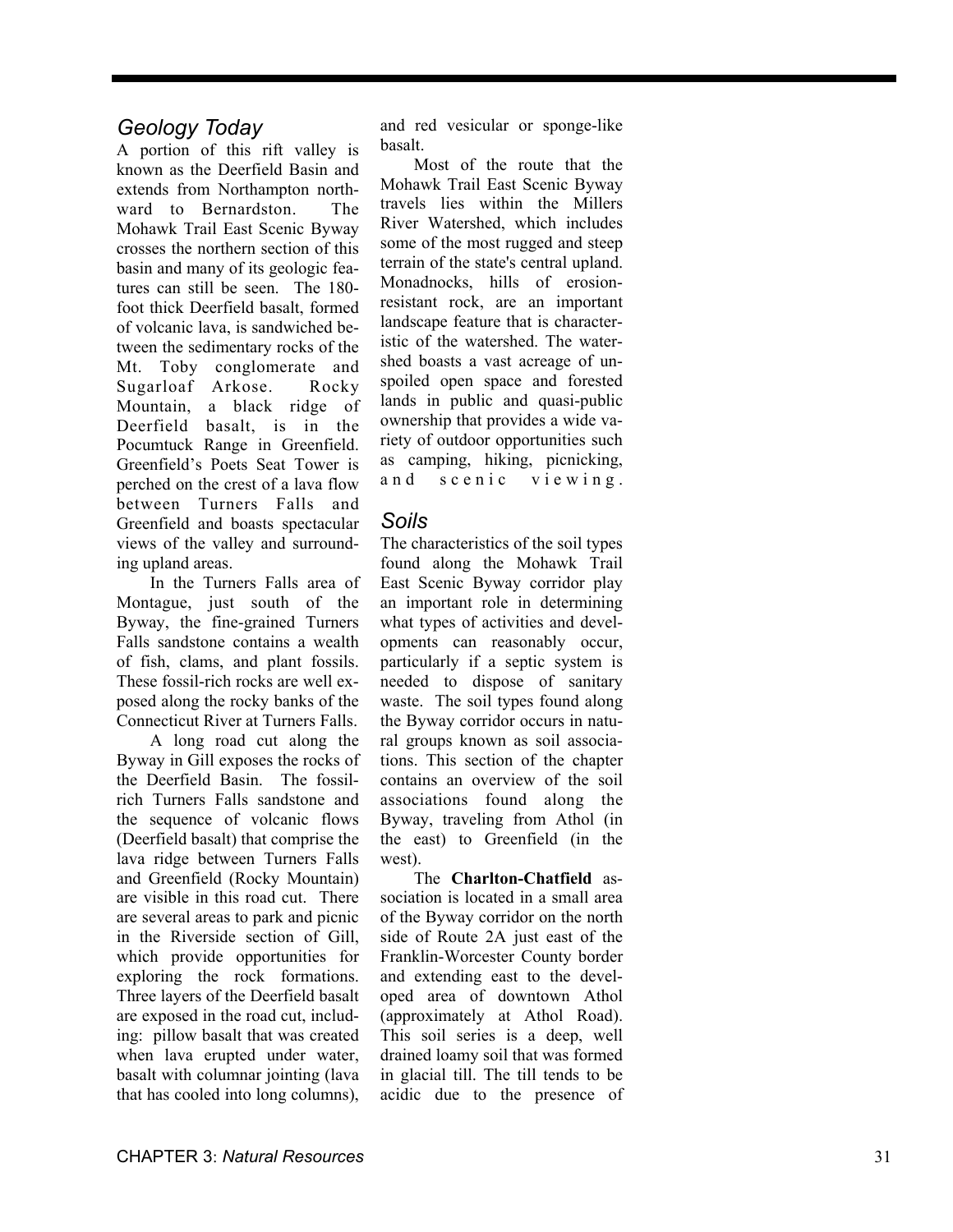## Geology Today

A portion of this rift valley is known as the Deerfield Basin and extends from Northampton northward to Bernardston. The Mohawk Trail East Scenic Byway crosses the northern section of this basin and many of its geologic features can still be seen. The 180-foot thick Deerfield basalt, formed of volcanic lava, is sandwiched between the sedimentary rocks of the Mt. Toby conglomerate and Sugarloaf Arkose. Rocky Mountain, a black ridge of Deerfield basalt, is in the Pocumtuck Range in Greenfield. Greenfield's Poets Seat Tower is perched on the crest of a lava flow between Turners Falls and Greenfield and boasts spectacular views of the valley and surrounding upland areas.

In the Turners Falls area of Montague, just south of the Byway, the fine-grained Turners Falls sandstone contains a wealth of fish, clams, and plant fossils. These fossil-rich rocks are well exposed along the rocky banks of the Connecticut River at Turners Falls.

A long road cut along the Byway in Gill exposes the rocks of the Deerfield Basin. The fossil-rich Turners Falls sandstone and the sequence of volcanic flows (Deerfield basalt) that comprise the lava ridge between Turners Falls and Greenfield (Rocky Mountain) are visible in this road cut. There are several areas to park and picnic in the Riverside section of Gill, which provide opportunities for exploring the rock formations. Three layers of the Deerfield basalt are exposed in the road cut, including: pillow basalt that was created when lava erupted under water, basalt with columnar jointing (lava that has cooled into long columns), and red vesicular or sponge-like basalt.

Most of the route that the Mohawk Trail East Scenic Byway travels lies within the Millers River Watershed, which includes some of the most rugged and steep terrain of the state's central upland. Monadnocks, hills of erosion-resistant rock, are an important landscape feature that is characteristic of the watershed. The watershed boasts a vast acreage of unspoiled open space and forested lands in public and quasi-public ownership that provides a wide variety of outdoor opportunities such as camping, hiking, picnicking, and scenic viewing.

## Soils

The characteristics of the soil types found along the Mohawk Trail East Scenic Byway corridor play an important role in determining what types of activities and developments can reasonably occur, particularly if a septic system is needed to dispose of sanitary waste. The soil types found along the Byway corridor occurs in natural groups known as soil associations. This section of the chapter contains an overview of the soil associations found along the Byway, traveling from Athol (in the east) to Greenfield (in the west).

The **Charlton-Chatfield** association is located in a small area of the Byway corridor on the north side of Route 2A just east of the Franklin-Worcester County border and extending east to the developed area of downtown Athol (approximately at Athol Road). This soil series is a deep, well drained loamy soil that was formed in glacial till. The till tends to be acidic due to the presence of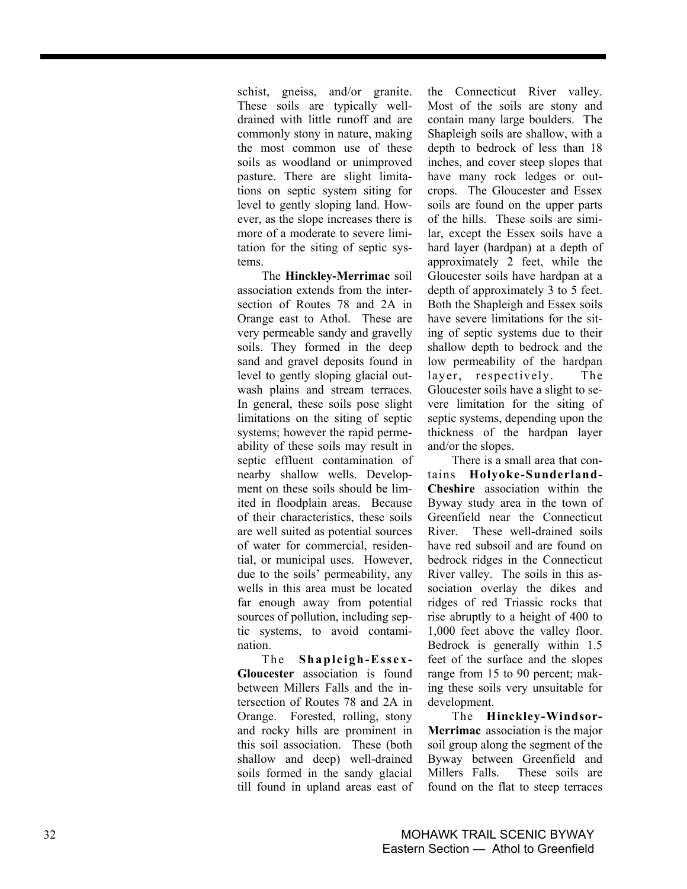schist, gneiss, and/or granite. These soils are typically well-drained with little runoff and are commonly stony in nature, making the most common use of these soils as woodland or unimproved pasture. There are slight limitations on septic system siting for level to gently sloping land. However, as the slope increases there is more of a moderate to severe limitation for the siting of septic systems.

The **Hinckley-Merrimac** soil association extends from the intersection of Routes 78 and 2A in Orange east to Athol. These are very permeable sandy and gravelly soils. They formed in the deep sand and gravel deposits found in level to gently sloping glacial outwash plains and stream terraces. In general, these soils pose slight limitations on the siting of septic systems; however the rapid permeability of these soils may result in septic effluent contamination of nearby shallow wells. Development on these soils should be limited in floodplain areas. Because of their characteristics, these soils are well suited as potential sources of water for commercial, residential, or municipal uses. However, due to the soils' permeability, any wells in this area must be located far enough away from potential sources of pollution, including septic systems, to avoid contamination.

The **Shapleigh-Essex-Gloucester** association is found between Millers Falls and the intersection of Routes 78 and 2A in Orange. Forested, rolling, stony and rocky hills are prominent in this soil association. These (both shallow and deep) well-drained soils formed in the sandy glacial till found in upland areas east of the Connecticut River valley. Most of the soils are stony and contain many large boulders. The Shapleigh soils are shallow, with a depth to bedrock of less than 18 inches, and cover steep slopes that have many rock ledges or outcrops. The Gloucester and Essex soils are found on the upper parts of the hills. These soils are similar, except the Essex soils have a hard layer (hardpan) at a depth of approximately 2 feet, while the Gloucester soils have hardpan at a depth of approximately 3 to 5 feet. Both the Shapleigh and Essex soils have severe limitations for the siting of septic systems due to their shallow depth to bedrock and the low permeability of the hardpan layer, respectively. The Gloucester soils have a slight to severe limitation for the siting of septic systems, depending upon the thickness of the hardpan layer and/or the slopes.

There is a small area that contains **Holyoke-Sunderland-Cheshire** association within the Byway study area in the town of Greenfield near the Connecticut River. These well-drained soils have red subsoil and are found on bedrock ridges in the Connecticut River valley. The soils in this association overlay the dikes and ridges of red Triassic rocks that rise abruptly to a height of 400 to 1,000 feet above the valley floor. Bedrock is generally within 1.5 feet of the surface and the slopes range from 15 to 90 percent; making these soils very unsuitable for development.

The **Hinckley-Windsor-Merrimac** association is the major soil group along the segment of the Byway between Greenfield and Millers Falls. These soils are found on the flat to steep terraces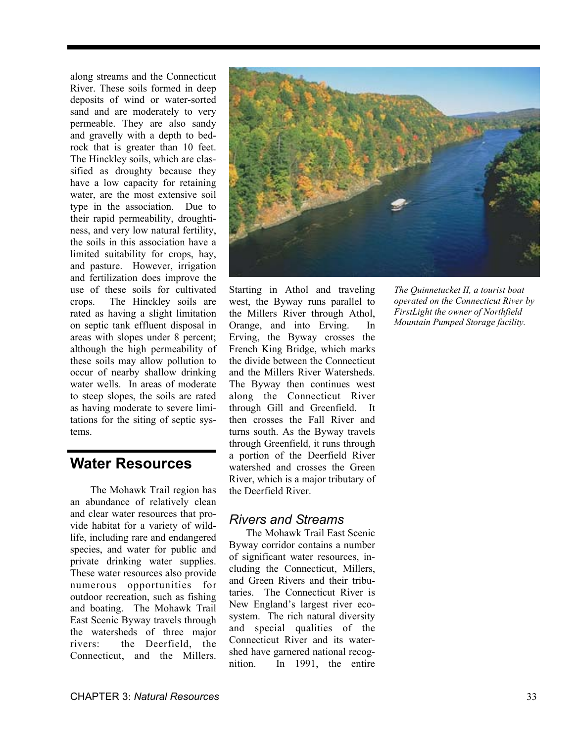along streams and the Connecticut River. These soils formed in deep deposits of wind or water-sorted sand and are moderately to very permeable. They are also sandy and gravelly with a depth to bedrock that is greater than 10 feet. The Hinckley soils, which are classified as droughty because they have a low capacity for retaining water, are the most extensive soil type in the association. Due to their rapid permeability, droughtiness, and very low natural fertility, the soils in this association have a limited suitability for crops, hay, and pasture. However, irrigation and fertilization does improve the use of these soils for cultivated crops. The Hinckley soils are rated as having a slight limitation on septic tank effluent disposal in areas with slopes under 8 percent; although the high permeability of these soils may allow pollution to occur of nearby shallow drinking water wells. In areas of moderate to steep slopes, the soils are rated as having moderate to severe limitations for the siting of septic systems.

## Water Resources

The Mohawk Trail region has an abundance of relatively clean and clear water resources that provide habitat for a variety of wildlife, including rare and endangered species, and water for public and private drinking water supplies. These water resources also provide numerous opportunities for outdoor recreation, such as fishing and boating. The Mohawk Trail East Scenic Byway travels through the watersheds of three major rivers: the Deerfield, the Connecticut, and the Millers. Starting in Athol and traveling west, the Byway runs parallel to the Millers River through Athol, Orange, and into Erving. In Erving, the Byway crosses the French King Bridge, which marks the divide between the Connecticut and the Millers River Watersheds. The Byway then continues west along the Connecticut River through Gill and Greenfield. It then crosses the Fall River and turns south. As the Byway travels through Greenfield, it runs through a portion of the Deerfield River watershed and crosses the Green River, which is a major tributary of the Deerfield River.

*The Quinnetucket II, a tourist boat operated on the Connecticut River by FirstLight the owner of Northfield Mountain Pumped Storage facility.*

### *Rivers and Streams*

The Mohawk Trail East Scenic Byway corridor contains a number of significant water resources, including the Connecticut, Millers, and Green Rivers and their tributaries. The Connecticut River is New England's largest river ecosystem. The rich natural diversity and special qualities of the Connecticut River and its watershed have garnered national recognition. In 1991, the entire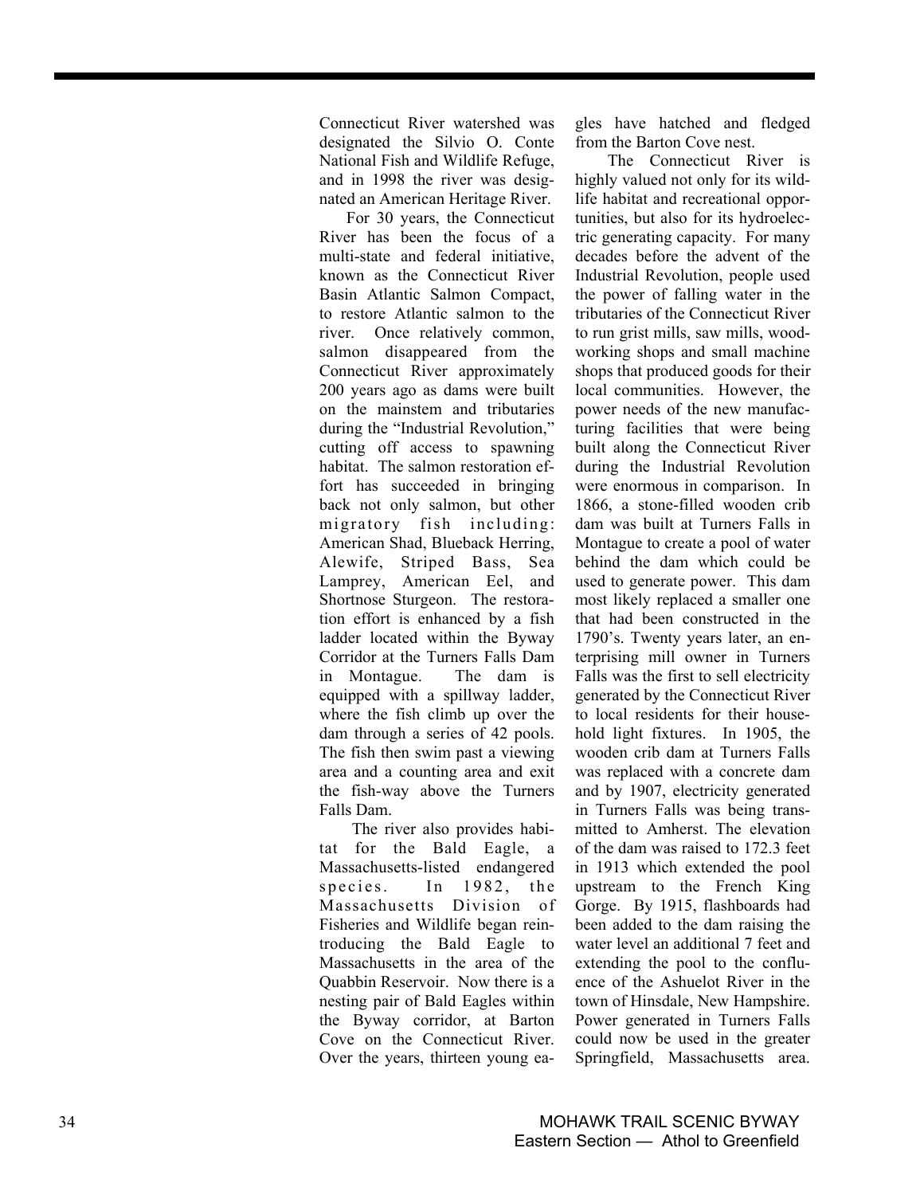Connecticut River watershed was designated the Silvio O. Conte National Fish and Wildlife Refuge, and in 1998 the river was designated an American Heritage River.

For 30 years, the Connecticut River has been the focus of a multi-state and federal initiative, known as the Connecticut River Basin Atlantic Salmon Compact, to restore Atlantic salmon to the river. Once relatively common, salmon disappeared from the Connecticut River approximately 200 years ago as dams were built on the mainstem and tributaries during the "Industrial Revolution," cutting off access to spawning habitat. The salmon restoration effort has succeeded in bringing back not only salmon, but other migratory fish including: American Shad, Blueback Herring, Alewife, Striped Bass, Sea Lamprey, American Eel, and Shortnose Sturgeon. The restoration effort is enhanced by a fish ladder located within the Byway Corridor at the Turners Falls Dam in Montague. The dam is equipped with a spillway ladder, where the fish climb up over the dam through a series of 42 pools. The fish then swim past a viewing area and a counting area and exit the fish-way above the Turners Falls Dam.

The river also provides habitat for the Bald Eagle, a Massachusetts-listed endangered species. In 1982, the Massachusetts Division of Fisheries and Wildlife began reintroducing the Bald Eagle to Massachusetts in the area of the Quabbin Reservoir. Now there is a nesting pair of Bald Eagles within the Byway corridor, at Barton Cove on the Connecticut River. Over the years, thirteen young eagles have hatched and fledged from the Barton Cove nest.

The Connecticut River is highly valued not only for its wildlife habitat and recreational opportunities, but also for its hydroelectric generating capacity. For many decades before the advent of the Industrial Revolution, people used the power of falling water in the tributaries of the Connecticut River to run grist mills, saw mills, woodworking shops and small machine shops that produced goods for their local communities. However, the power needs of the new manufacturing facilities that were being built along the Connecticut River during the Industrial Revolution were enormous in comparison. In 1866, a stone-filled wooden crib dam was built at Turners Falls in Montague to create a pool of water behind the dam which could be used to generate power. This dam most likely replaced a smaller one that had been constructed in the 1790's. Twenty years later, an enterprising mill owner in Turners Falls was the first to sell electricity generated by the Connecticut River to local residents for their household light fixtures. In 1905, the wooden crib dam at Turners Falls was replaced with a concrete dam and by 1907, electricity generated in Turners Falls was being transmitted to Amherst. The elevation of the dam was raised to 172.3 feet in 1913 which extended the pool upstream to the French King Gorge. By 1915, flashboards had been added to the dam raising the water level an additional 7 feet and extending the pool to the confluence of the Ashuelot River in the town of Hinsdale, New Hampshire. Power generated in Turners Falls could now be used in the greater Springfield, Massachusetts area.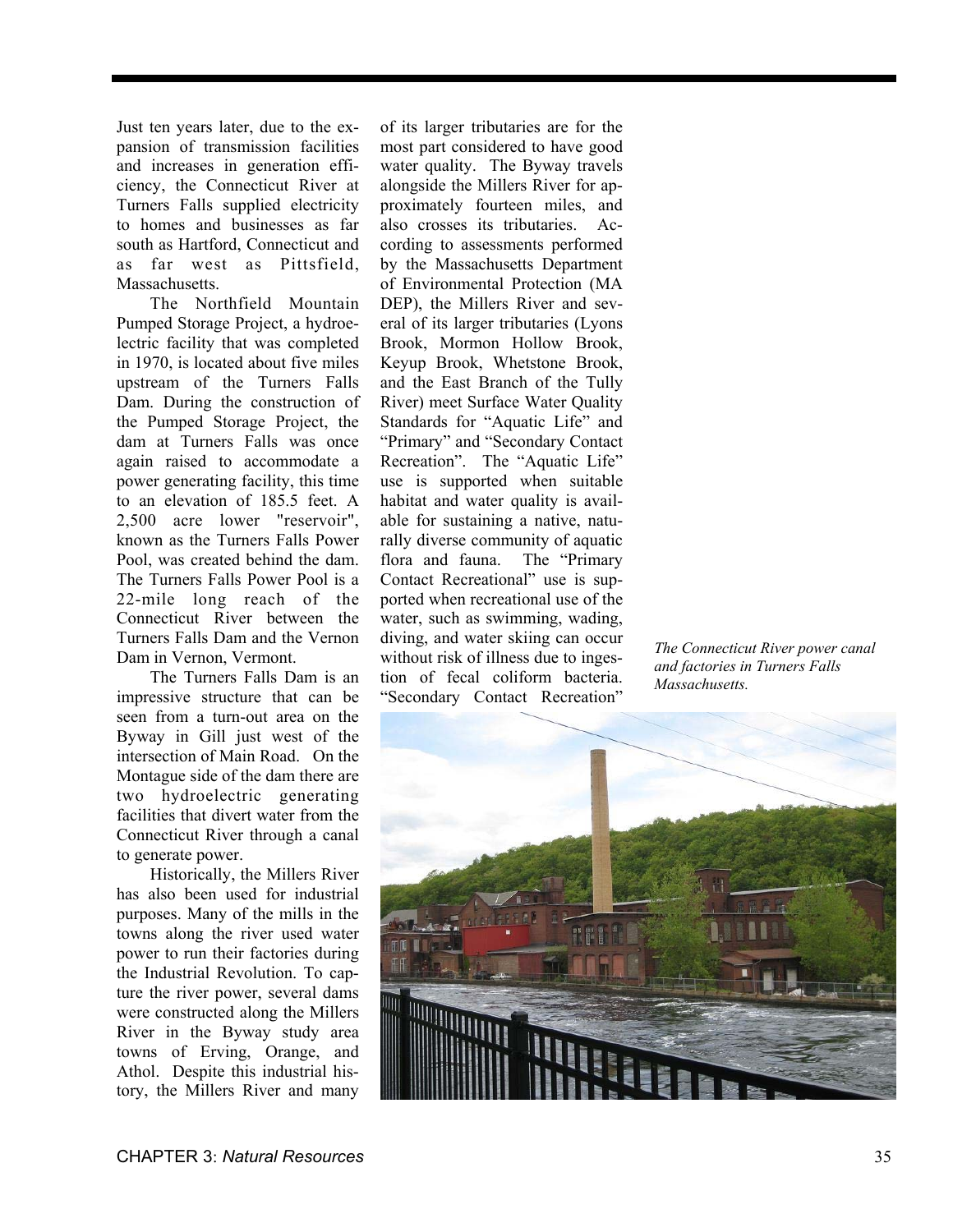Just ten years later, due to the expansion of transmission facilities and increases in generation efficiency, the Connecticut River at Turners Falls supplied electricity to homes and businesses as far south as Hartford, Connecticut and as far west as Pittsfield, Massachusetts.

The Northfield Mountain Pumped Storage Project, a hydroelectric facility that was completed in 1970, is located about five miles upstream of the Turners Falls Dam. During the construction of the Pumped Storage Project, the dam at Turners Falls was once again raised to accommodate a power generating facility, this time to an elevation of 185.5 feet. A 2,500 acre lower "reservoir", known as the Turners Falls Power Pool, was created behind the dam. The Turners Falls Power Pool is a 22-mile long reach of the Connecticut River between the Turners Falls Dam and the Vernon Dam in Vernon, Vermont.

The Turners Falls Dam is an impressive structure that can be seen from a turn-out area on the Byway in Gill just west of the intersection of Main Road. On the Montague side of the dam there are two hydroelectric generating facilities that divert water from the Connecticut River through a canal to generate power.

Historically, the Millers River has also been used for industrial purposes. Many of the mills in the towns along the river used water power to run their factories during the Industrial Revolution. To capture the river power, several dams were constructed along the Millers River in the Byway study area towns of Erving, Orange, and Athol. Despite this industrial history, the Millers River and many of its larger tributaries are for the most part considered to have good water quality. The Byway travels alongside the Millers River for approximately fourteen miles, and also crosses its tributaries. According to assessments performed by the Massachusetts Department of Environmental Protection (MA DEP), the Millers River and several of its larger tributaries (Lyons Brook, Mormon Hollow Brook, Keyup Brook, Whetstone Brook, and the East Branch of the Tully River) meet Surface Water Quality Standards for "Aquatic Life" and "Primary" and "Secondary Contact Recreation". The "Aquatic Life" use is supported when suitable habitat and water quality is available for sustaining a native, naturally diverse community of aquatic flora and fauna. The "Primary Contact Recreational" use is supported when recreational use of the water, such as swimming, wading, diving, and water skiing can occur without risk of illness due to ingestion of fecal coliform bacteria. "Secondary Contact Recreation"

*The Connecticut River power canal and factories in Turners Falls Massachusetts.*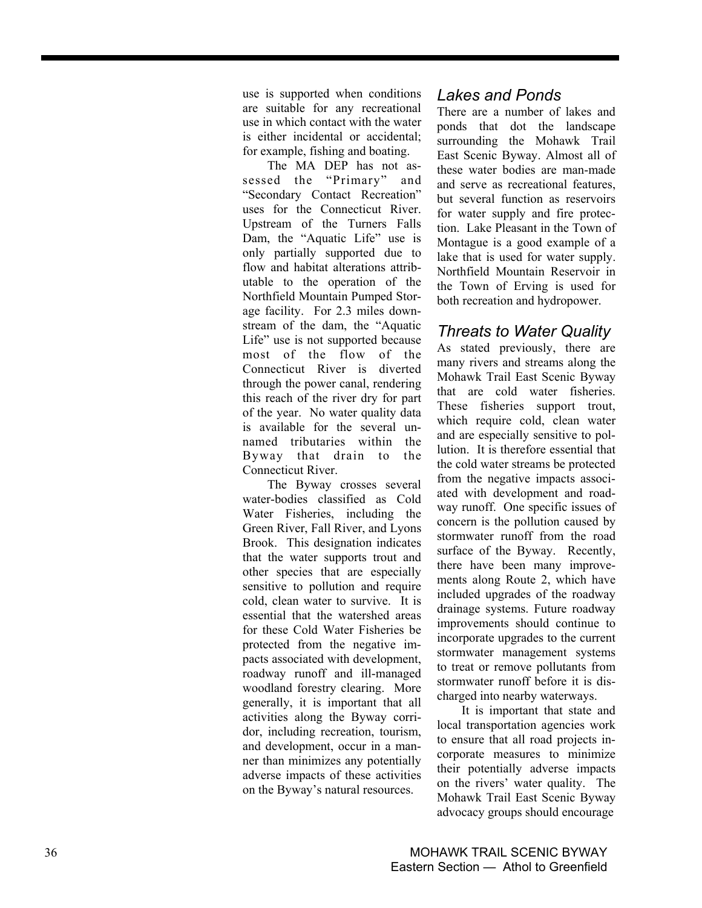use is supported when conditions are suitable for any recreational use in which contact with the water is either incidental or accidental; for example, fishing and boating.

The MA DEP has not assessed the "Primary" and "Secondary Contact Recreation" uses for the Connecticut River. Upstream of the Turners Falls Dam, the "Aquatic Life" use is only partially supported due to flow and habitat alterations attributable to the operation of the Northfield Mountain Pumped Storage facility. For 2.3 miles downstream of the dam, the "Aquatic Life" use is not supported because most of the flow of the Connecticut River is diverted through the power canal, rendering this reach of the river dry for part of the year. No water quality data is available for the several unnamed tributaries within the Byway that drain to the Connecticut River.

The Byway crosses several water-bodies classified as Cold Water Fisheries, including the Green River, Fall River, and Lyons Brook. This designation indicates that the water supports trout and other species that are especially sensitive to pollution and require cold, clean water to survive. It is essential that the watershed areas for these Cold Water Fisheries be protected from the negative impacts associated with development, roadway runoff and ill-managed woodland forestry clearing. More generally, it is important that all activities along the Byway corridor, including recreation, tourism, and development, occur in a manner than minimizes any potentially adverse impacts of these activities on the Byway's natural resources.

## *Lakes and Ponds*

There are a number of lakes and ponds that dot the landscape surrounding the Mohawk Trail East Scenic Byway. Almost all of these water bodies are man-made and serve as recreational features, but several function as reservoirs for water supply and fire protection. Lake Pleasant in the Town of Montague is a good example of a lake that is used for water supply. Northfield Mountain Reservoir in the Town of Erving is used for both recreation and hydropower.

## *Threats to Water Quality*

As stated previously, there are many rivers and streams along the Mohawk Trail East Scenic Byway that are cold water fisheries. These fisheries support trout, which require cold, clean water and are especially sensitive to pollution. It is therefore essential that the cold water streams be protected from the negative impacts associated with development and roadway runoff. One specific issues of concern is the pollution caused by stormwater runoff from the road surface of the Byway. Recently, there have been many improvements along Route 2, which have included upgrades of the roadway drainage systems. Future roadway improvements should continue to incorporate upgrades to the current stormwater management systems to treat or remove pollutants from stormwater runoff before it is discharged into nearby waterways.

It is important that state and local transportation agencies work to ensure that all road projects incorporate measures to minimize their potentially adverse impacts on the rivers' water quality. The Mohawk Trail East Scenic Byway advocacy groups should encourage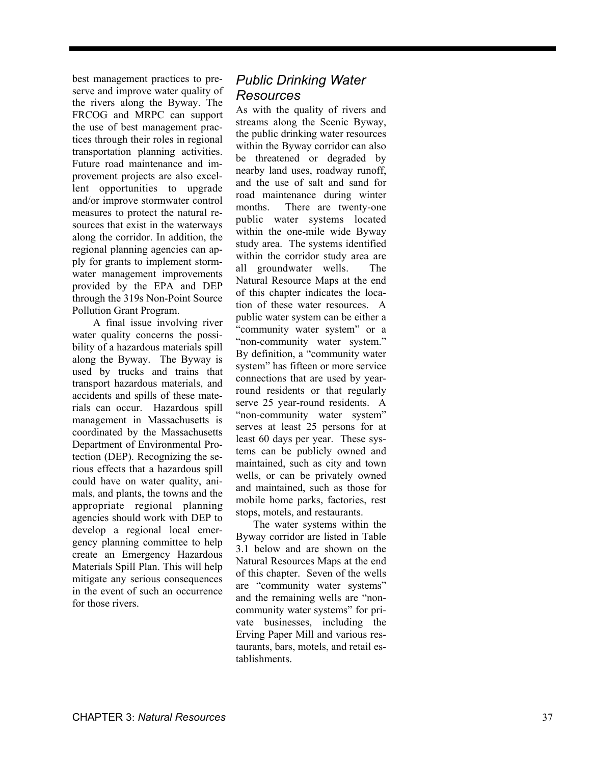best management practices to preserve and improve water quality of the rivers along the Byway. The FRCOG and MRPC can support the use of best management practices through their roles in regional transportation planning activities. Future road maintenance and improvement projects are also excellent opportunities to upgrade and/or improve stormwater control measures to protect the natural resources that exist in the waterways along the corridor. In addition, the regional planning agencies can apply for grants to implement stormwater management improvements provided by the EPA and DEP through the 319s Non-Point Source Pollution Grant Program.

A final issue involving river water quality concerns the possibility of a hazardous materials spill along the Byway. The Byway is used by trucks and trains that transport hazardous materials, and accidents and spills of these materials can occur. Hazardous spill management in Massachusetts is coordinated by the Massachusetts Department of Environmental Protection (DEP). Recognizing the serious effects that a hazardous spill could have on water quality, animals, and plants, the towns and the appropriate regional planning agencies should work with DEP to develop a regional local emergency planning committee to help create an Emergency Hazardous Materials Spill Plan. This will help mitigate any serious consequences in the event of such an occurrence for those rivers.

## *Public Drinking Water Resources*

As with the quality of rivers and streams along the Scenic Byway, the public drinking water resources within the Byway corridor can also be threatened or degraded by nearby land uses, roadway runoff, and the use of salt and sand for road maintenance during winter months. There are twenty-one public water systems located within the one-mile wide Byway study area. The systems identified within the corridor study area are all groundwater wells. The Natural Resource Maps at the end of this chapter indicates the location of these water resources. A public water system can be either a "community water system" or a "non-community water system." By definition, a "community water system" has fifteen or more service connections that are used by year-round residents or that regularly serve 25 year-round residents. A "non-community water system" serves at least 25 persons for at least 60 days per year. These systems can be publicly owned and maintained, such as city and town wells, or can be privately owned and maintained, such as those for mobile home parks, factories, rest stops, motels, and restaurants.

The water systems within the Byway corridor are listed in Table 3.1 below and are shown on the Natural Resources Maps at the end of this chapter. Seven of the wells are "community water systems" and the remaining wells are "non-community water systems" for private businesses, including the Erving Paper Mill and various restaurants, bars, motels, and retail establishments.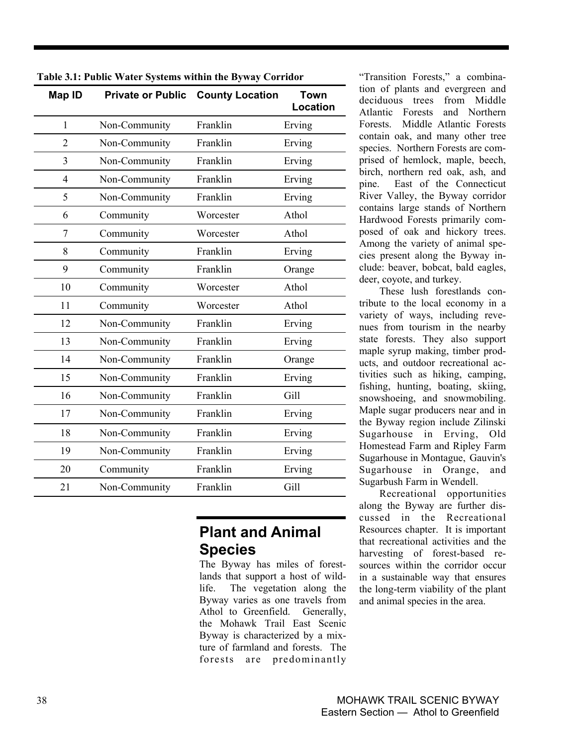**Table 3.1: Public Water Systems within the Byway Corridor**

| Map ID | Private or Public | County Location | Town Location |
|---|---|---|---|
| 1 | Non-Community | Franklin | Erving |
| 2 | Non-Community | Franklin | Erving |
| 3 | Non-Community | Franklin | Erving |
| 4 | Non-Community | Franklin | Erving |
| 5 | Non-Community | Franklin | Erving |
| 6 | Community | Worcester | Athol |
| 7 | Community | Worcester | Athol |
| 8 | Community | Franklin | Erving |
| 9 | Community | Franklin | Orange |
| 10 | Community | Worcester | Athol |
| 11 | Community | Worcester | Athol |
| 12 | Non-Community | Franklin | Erving |
| 13 | Non-Community | Franklin | Erving |
| 14 | Non-Community | Franklin | Orange |
| 15 | Non-Community | Franklin | Erving |
| 16 | Non-Community | Franklin | Gill |
| 17 | Non-Community | Franklin | Erving |
| 18 | Non-Community | Franklin | Erving |
| 19 | Non-Community | Franklin | Erving |
| 20 | Community | Franklin | Erving |
| 21 | Non-Community | Franklin | Gill |

## Plant and Animal Species

The Byway has miles of forestlands that support a host of wildlife. The vegetation along the Byway varies as one travels from Athol to Greenfield. Generally, the Mohawk Trail East Scenic Byway is characterized by a mixture of farmland and forests. The forests are predominantly "Transition Forests," a combination of plants and evergreen and deciduous trees from Middle Atlantic Forests and Northern Forests. Middle Atlantic Forests contain oak, and many other tree species. Northern Forests are comprised of hemlock, maple, beech, birch, northern red oak, ash, and pine. East of the Connecticut River Valley, the Byway corridor contains large stands of Northern Hardwood Forests primarily composed of oak and hickory trees. Among the variety of animal species present along the Byway include: beaver, bobcat, bald eagles, deer, coyote, and turkey.

These lush forestlands contribute to the local economy in a variety of ways, including revenues from tourism in the nearby state forests. They also support maple syrup making, timber products, and outdoor recreational activities such as hiking, camping, fishing, hunting, boating, skiing, snowshoeing, and snowmobiling. Maple sugar producers near and in the Byway region include Zilinski Sugarhouse in Erving, Old Homestead Farm and Ripley Farm Sugarhouse in Montague, Gauvin's Sugarhouse in Orange, and Sugarbush Farm in Wendell.

Recreational opportunities along the Byway are further discussed in the Recreational Resources chapter. It is important that recreational activities and the harvesting of forest-based resources within the corridor occur in a sustainable way that ensures the long-term viability of the plant and animal species in the area.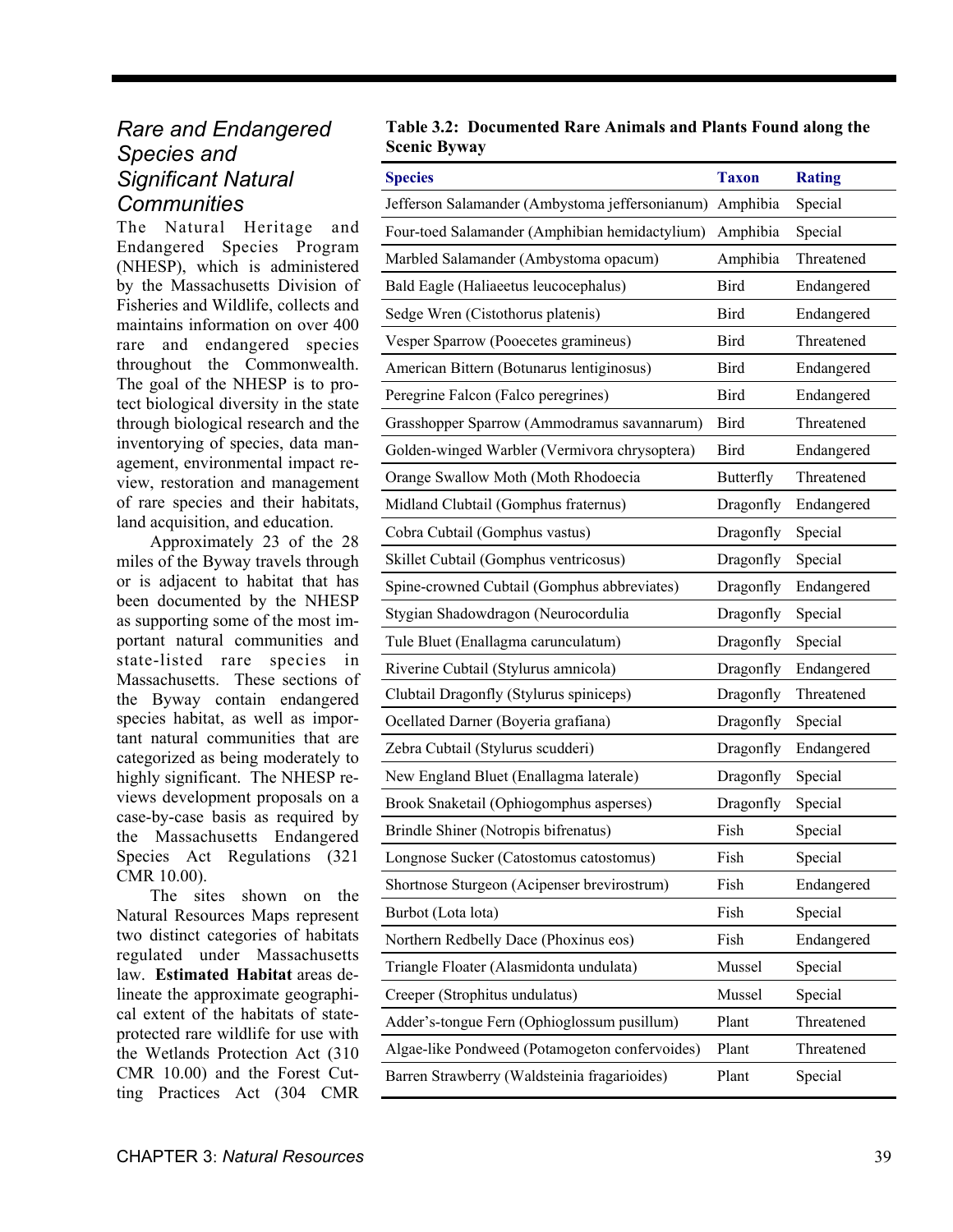## *Rare and Endangered Species and Significant Natural Communities*

The Natural Heritage and Endangered Species Program (NHESP), which is administered by the Massachusetts Division of Fisheries and Wildlife, collects and maintains information on over 400 rare and endangered species throughout the Commonwealth. The goal of the NHESP is to protect biological diversity in the state through biological research and the inventorying of species, data management, environmental impact review, restoration and management of rare species and their habitats, land acquisition, and education.

Approximately 23 of the 28 miles of the Byway travels through or is adjacent to habitat that has been documented by the NHESP as supporting some of the most important natural communities and state-listed rare species in Massachusetts. These sections of the Byway contain endangered species habitat, as well as important natural communities that are categorized as being moderately to highly significant. The NHESP reviews development proposals on a case-by-case basis as required by the Massachusetts Endangered Species Act Regulations (321 CMR 10.00).

The sites shown on the Natural Resources Maps represent two distinct categories of habitats regulated under Massachusetts law. **Estimated Habitat** areas delineate the approximate geographical extent of the habitats of state-protected rare wildlife for use with the Wetlands Protection Act (310 CMR 10.00) and the Forest Cutting Practices Act (304 CMR

**Table 3.2: Documented Rare Animals and Plants Found along the Scenic Byway**

| Species | Taxon | Rating |
|---|---|---|
| Jefferson Salamander (Ambystoma jeffersonianum) | Amphibia | Special |
| Four-toed Salamander (Amphibian hemidactylium) | Amphibia | Special |
| Marbled Salamander (Ambystoma opacum) | Amphibia | Threatened |
| Bald Eagle (Haliaeetus leucocephalus) | Bird | Endangered |
| Sedge Wren (Cistothorus platenis) | Bird | Endangered |
| Vesper Sparrow (Pooecetes gramineus) | Bird | Threatened |
| American Bittern (Botunarus lentiginosus) | Bird | Endangered |
| Peregrine Falcon (Falco peregrines) | Bird | Endangered |
| Grasshopper Sparrow (Ammodramus savannarum) | Bird | Threatened |
| Golden-winged Warbler (Vermivora chrysoptera) | Bird | Endangered |
| Orange Swallow Moth (Moth Rhodoecia | Butterfly | Threatened |
| Midland Clubtail (Gomphus fraternus) | Dragonfly | Endangered |
| Cobra Cubtail (Gomphus vastus) | Dragonfly | Special |
| Skillet Cubtail (Gomphus ventricosus) | Dragonfly | Special |
| Spine-crowned Cubtail (Gomphus abbreviates) | Dragonfly | Endangered |
| Stygian Shadowdragon (Neurocordulia | Dragonfly | Special |
| Tule Bluet (Enallagma carunculatum) | Dragonfly | Special |
| Riverine Cubtail (Stylurus amnicola) | Dragonfly | Endangered |
| Clubtail Dragonfly (Stylurus spiniceps) | Dragonfly | Threatened |
| Ocellated Darner (Boyeria grafiana) | Dragonfly | Special |
| Zebra Cubtail (Stylurus scudderi) | Dragonfly | Endangered |
| New England Bluet (Enallagma laterale) | Dragonfly | Special |
| Brook Snaketail (Ophiogomphus asperses) | Dragonfly | Special |
| Brindle Shiner (Notropis bifrenatus) | Fish | Special |
| Longnose Sucker (Catostomus catostomus) | Fish | Special |
| Shortnose Sturgeon (Acipenser brevirostrum) | Fish | Endangered |
| Burbot (Lota lota) | Fish | Special |
| Northern Redbelly Dace (Phoxinus eos) | Fish | Endangered |
| Triangle Floater (Alasmidonta undulata) | Mussel | Special |
| Creeper (Strophitus undulatus) | Mussel | Special |
| Adder's-tongue Fern (Ophioglossum pusillum) | Plant | Threatened |
| Algae-like Pondweed (Potamogeton confervoides) | Plant | Threatened |
| Barren Strawberry (Waldsteinia fragarioides) | Plant | Special |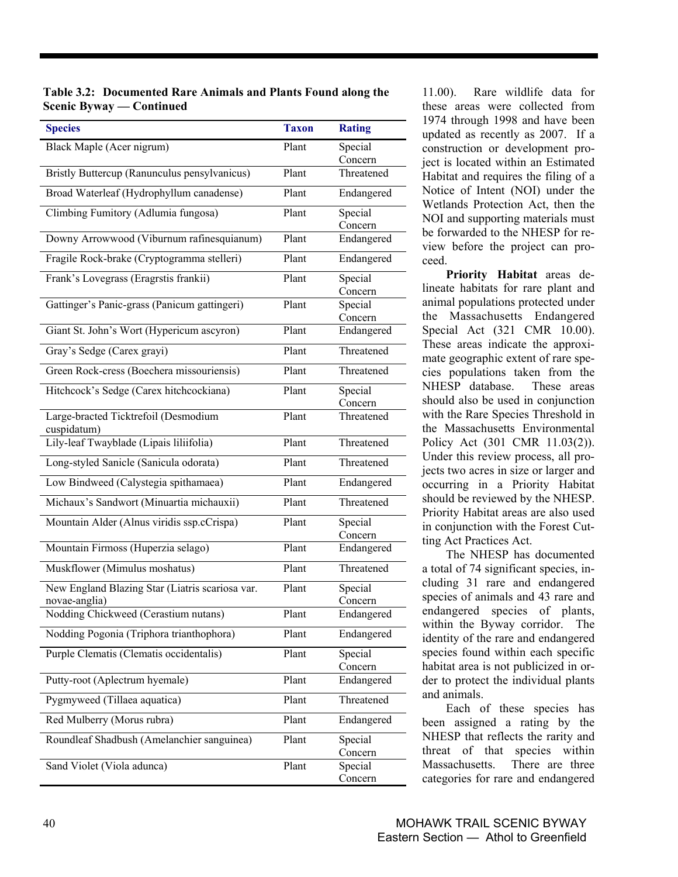**Table 3.2: Documented Rare Animals and Plants Found along the Scenic Byway — Continued**

| Species | Taxon | Rating |
|---|---|---|
| Black Maple (Acer nigrum) | Plant | Special Concern |
| Bristly Buttercup (Ranunculus pensylvanicus) | Plant | Threatened |
| Broad Waterleaf (Hydrophyllum canadense) | Plant | Endangered |
| Climbing Fumitory (Adlumia fungosa) | Plant | Special Concern |
| Downy Arrowwood (Viburnum rafinesquianum) | Plant | Endangered |
| Fragile Rock-brake (Cryptogramma stelleri) | Plant | Endangered |
| Frank's Lovegrass (Eragrstis frankii) | Plant | Special Concern |
| Gattinger's Panic-grass (Panicum gattingeri) | Plant | Special Concern |
| Giant St. John's Wort (Hypericum ascyron) | Plant | Endangered |
| Gray's Sedge (Carex grayi) | Plant | Threatened |
| Green Rock-cress (Boechera missouriensis) | Plant | Threatened |
| Hitchcock's Sedge (Carex hitchcockiana) | Plant | Special Concern |
| Large-bracted Ticktrefoil (Desmodium cuspidatum) | Plant | Threatened |
| Lily-leaf Twayblade (Lipais liliifolia) | Plant | Threatened |
| Long-styled Sanicle (Sanicula odorata) | Plant | Threatened |
| Low Bindweed (Calystegia spithamaea) | Plant | Endangered |
| Michaux's Sandwort (Minuartia michauxii) | Plant | Threatened |
| Mountain Alder (Alnus viridis ssp.cCrispa) | Plant | Special Concern |
| Mountain Firmoss (Huperzia selago) | Plant | Endangered |
| Muskflower (Mimulus moshatus) | Plant | Threatened |
| New England Blazing Star (Liatris scariosa var. novae-anglia) | Plant | Special Concern |
| Nodding Chickweed (Cerastium nutans) | Plant | Endangered |
| Nodding Pogonia (Triphora trianthophora) | Plant | Endangered |
| Purple Clematis (Clematis occidentalis) | Plant | Special Concern |
| Putty-root (Aplectrum hyemale) | Plant | Endangered |
| Pygmyweed (Tillaea aquatica) | Plant | Threatened |
| Red Mulberry (Morus rubra) | Plant | Endangered |
| Roundleaf Shadbush (Amelanchier sanguinea) | Plant | Special Concern |
| Sand Violet (Viola adunca) | Plant | Special Concern |

11.00). Rare wildlife data for these areas were collected from 1974 through 1998 and have been updated as recently as 2007. If a construction or development project is located within an Estimated Habitat and requires the filing of a Notice of Intent (NOI) under the Wetlands Protection Act, then the NOI and supporting materials must be forwarded to the NHESP for review before the project can proceed.

**Priority Habitat** areas delineate habitats for rare plant and animal populations protected under the Massachusetts Endangered Special Act (321 CMR 10.00). These areas indicate the approximate geographic extent of rare species populations taken from the NHESP database. These areas should also be used in conjunction with the Rare Species Threshold in the Massachusetts Environmental Policy Act (301 CMR 11.03(2)). Under this review process, all projects two acres in size or larger and occurring in a Priority Habitat should be reviewed by the NHESP. Priority Habitat areas are also used in conjunction with the Forest Cutting Act Practices Act.

The NHESP has documented a total of 74 significant species, including 31 rare and endangered species of animals and 43 rare and endangered species of plants, within the Byway corridor. The identity of the rare and endangered species found within each specific habitat area is not publicized in order to protect the individual plants and animals.

Each of these species has been assigned a rating by the NHESP that reflects the rarity and threat of that species within Massachusetts. There are three categories for rare and endangered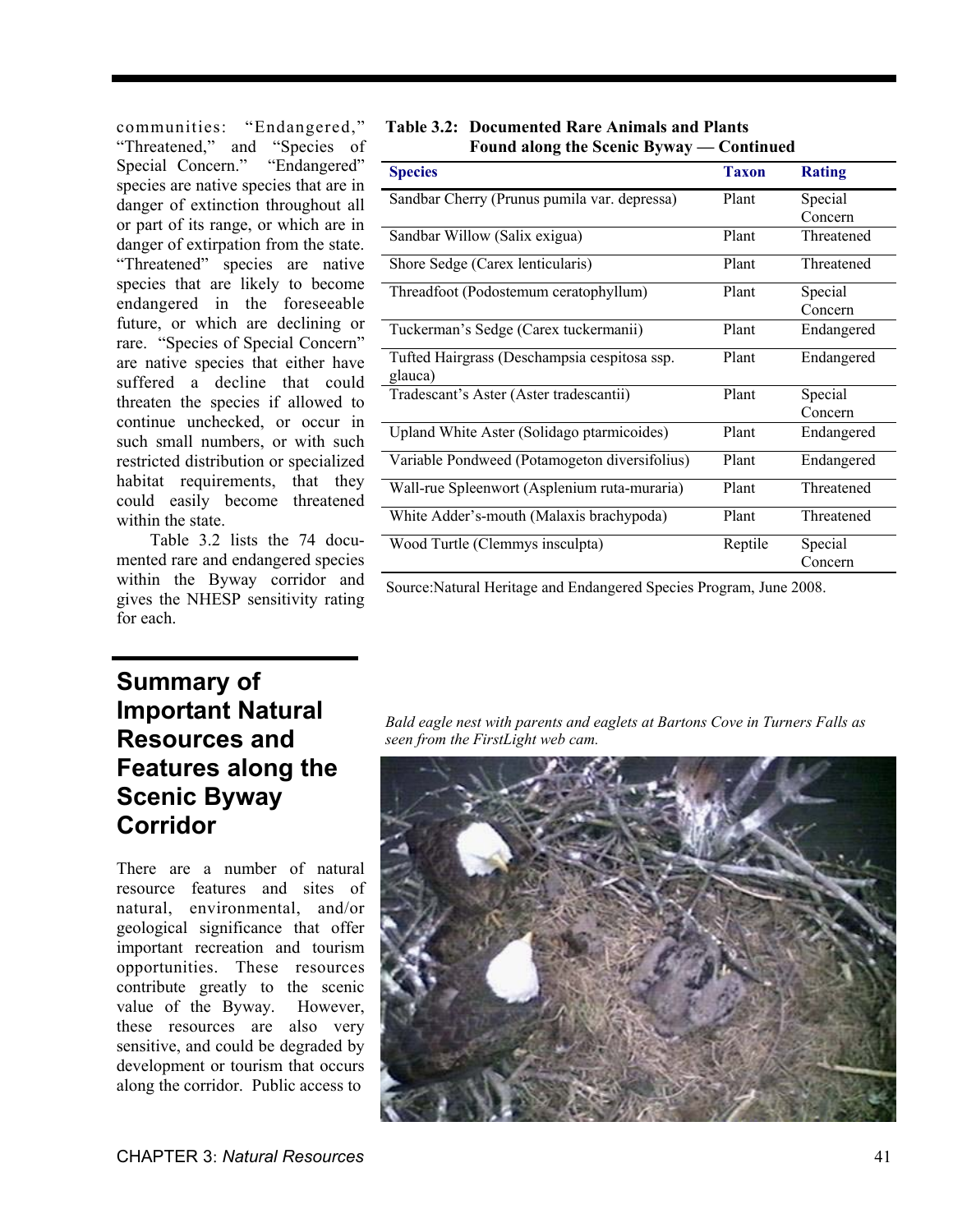communities: "Endangered," "Threatened," and "Species of Special Concern." "Endangered" species are native species that are in danger of extinction throughout all or part of its range, or which are in danger of extirpation from the state. "Threatened" species are native species that are likely to become endangered in the foreseeable future, or which are declining or rare. "Species of Special Concern" are native species that either have suffered a decline that could threaten the species if allowed to continue unchecked, or occur in such small numbers, or with such restricted distribution or specialized habitat requirements, that they could easily become threatened within the state.

Table 3.2 lists the 74 documented rare and endangered species within the Byway corridor and gives the NHESP sensitivity rating for each.

**Table 3.2: Documented Rare Animals and Plants Found along the Scenic Byway — Continued**

| Species | Taxon | Rating |
|---|---|---|
| Sandbar Cherry (Prunus pumila var. depressa) | Plant | Special Concern |
| Sandbar Willow (Salix exigua) | Plant | Threatened |
| Shore Sedge (Carex lenticularis) | Plant | Threatened |
| Threadfoot (Podostemum ceratophyllum) | Plant | Special Concern |
| Tuckerman's Sedge (Carex tuckermanii) | Plant | Endangered |
| Tufted Hairgrass (Deschampsia cespitosa ssp. glauca) | Plant | Endangered |
| Tradescant's Aster (Aster tradescantii) | Plant | Special Concern |
| Upland White Aster (Solidago ptarmicoides) | Plant | Endangered |
| Variable Pondweed (Potamogeton diversifolius) | Plant | Endangered |
| Wall-rue Spleenwort (Asplenium ruta-muraria) | Plant | Threatened |
| White Adder's-mouth (Malaxis brachypoda) | Plant | Threatened |
| Wood Turtle (Clemmys insculpta) | Reptile | Special Concern |

Source:Natural Heritage and Endangered Species Program, June 2008.

## Summary of Important Natural Resources and Features along the Scenic Byway Corridor

There are a number of natural resource features and sites of natural, environmental, and/or geological significance that offer important recreation and tourism opportunities. These resources contribute greatly to the scenic value of the Byway. However, these resources are also very sensitive, and could be degraded by development or tourism that occurs along the corridor. Public access to

*Bald eagle nest with parents and eaglets at Bartons Cove in Turners Falls as seen from the FirstLight web cam.*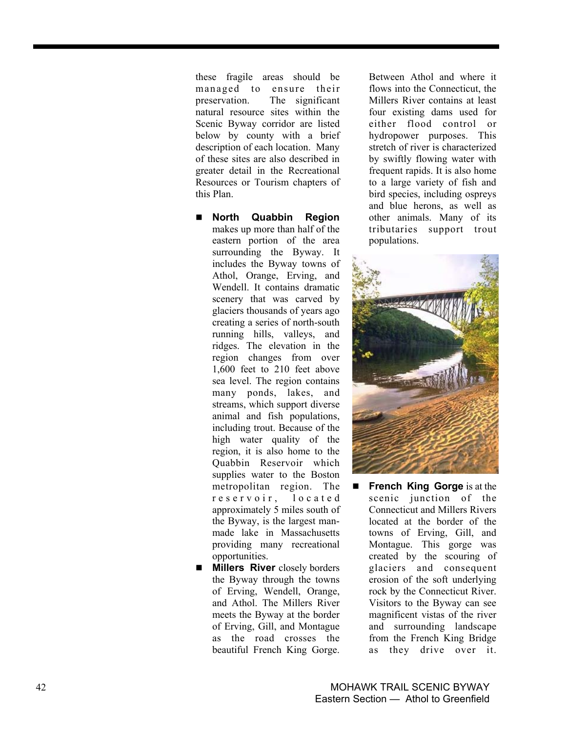these fragile areas should be managed to ensure their preservation. The significant natural resource sites within the Scenic Byway corridor are listed below by county with a brief description of each location. Many of these sites are also described in greater detail in the Recreational Resources or Tourism chapters of this Plan.

- **North Quabbin Region** makes up more than half of the eastern portion of the area surrounding the Byway. It includes the Byway towns of Athol, Orange, Erving, and Wendell. It contains dramatic scenery that was carved by glaciers thousands of years ago creating a series of north-south running hills, valleys, and ridges. The elevation in the region changes from over 1,600 feet to 210 feet above sea level. The region contains many ponds, lakes, and streams, which support diverse animal and fish populations, including trout. Because of the high water quality of the region, it is also home to the Quabbin Reservoir which supplies water to the Boston metropolitan region. The reservoir, located approximately 5 miles south of the Byway, is the largest man-made lake in Massachusetts providing many recreational opportunities.
- **Millers River** closely borders the Byway through the towns of Erving, Wendell, Orange, and Athol. The Millers River meets the Byway at the border of Erving, Gill, and Montague as the road crosses the beautiful French King Gorge. Between Athol and where it flows into the Connecticut, the Millers River contains at least four existing dams used for either flood control or hydropower purposes. This stretch of river is characterized by swiftly flowing water with frequent rapids. It is also home to a large variety of fish and bird species, including ospreys and blue herons, as well as other animals. Many of its tributaries support trout populations.
- **French King Gorge** is at the scenic junction of the Connecticut and Millers Rivers located at the border of the towns of Erving, Gill, and Montague. This gorge was created by the scouring of glaciers and consequent erosion of the soft underlying rock by the Connecticut River. Visitors to the Byway can see magnificent vistas of the river and surrounding landscape from the French King Bridge as they drive over it.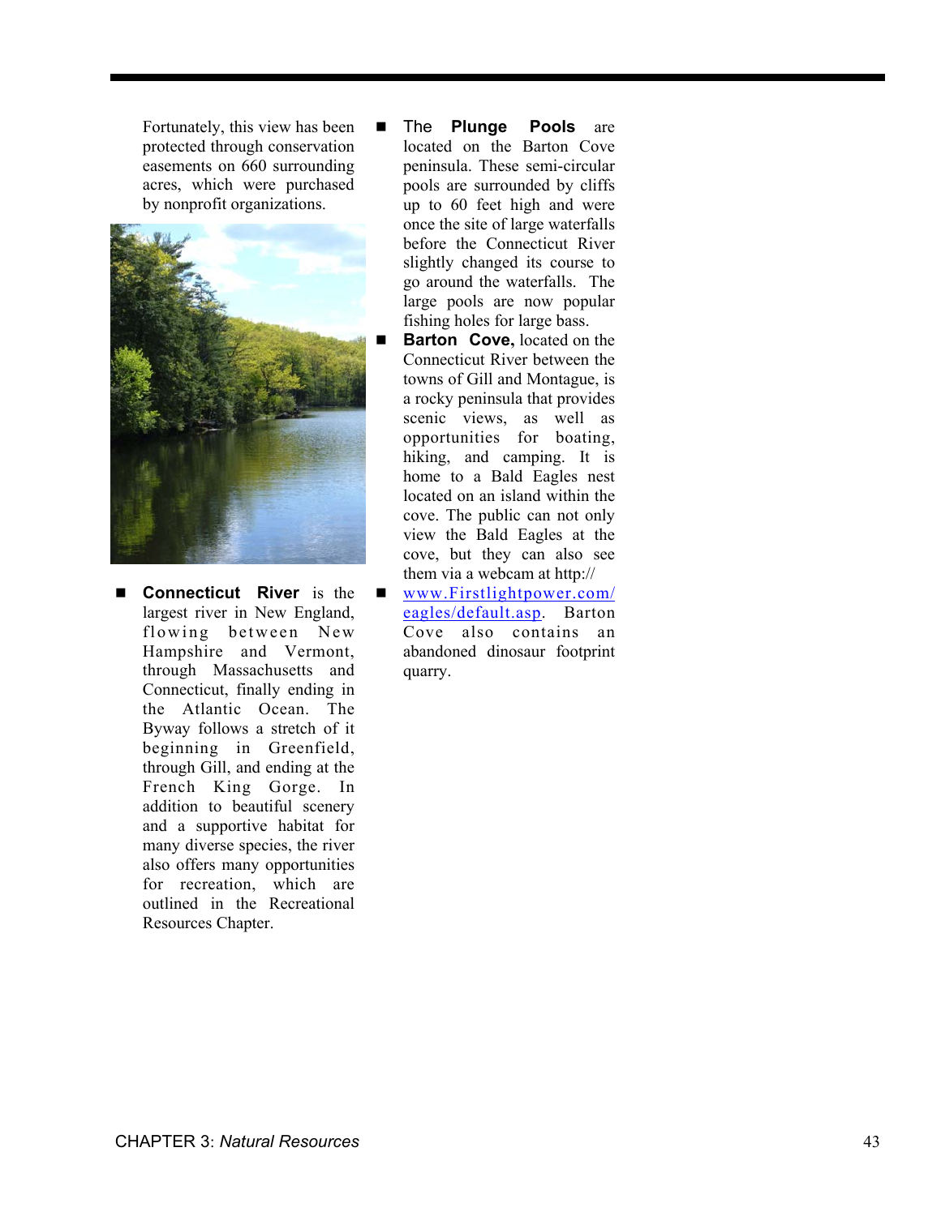Fortunately, this view has been protected through conservation easements on 660 surrounding acres, which were purchased by nonprofit organizations.

- **Connecticut River** is the largest river in New England, flowing between New Hampshire and Vermont, through Massachusetts and Connecticut, finally ending in the Atlantic Ocean. The Byway follows a stretch of it beginning in Greenfield, through Gill, and ending at the French King Gorge. In addition to beautiful scenery and a supportive habitat for many diverse species, the river also offers many opportunities for recreation, which are outlined in the Recreational Resources Chapter.

- The **Plunge Pools** are located on the Barton Cove peninsula. These semi-circular pools are surrounded by cliffs up to 60 feet high and were once the site of large waterfalls before the Connecticut River slightly changed its course to go around the waterfalls. The large pools are now popular fishing holes for large bass.

- **Barton Cove,** located on the Connecticut River between the towns of Gill and Montague, is a rocky peninsula that provides scenic views, as well as opportunities for boating, hiking, and camping. It is home to a Bald Eagles nest located on an island within the cove. The public can not only view the Bald Eagles at the cove, but they can also see them via a webcam at http://www.Firstlightpower.com/eagles/default.asp. Barton Cove also contains an abandoned dinosaur footprint quarry.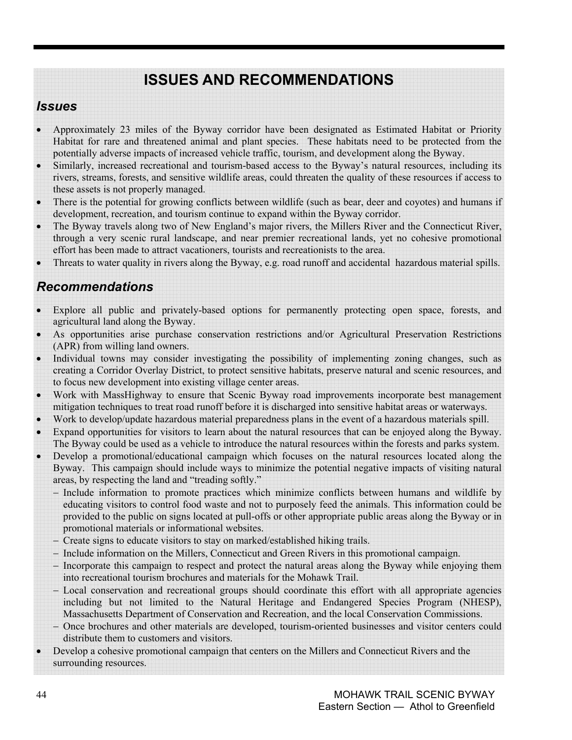# ISSUES AND RECOMMENDATIONS

## *Issues*

- Approximately 23 miles of the Byway corridor have been designated as Estimated Habitat or Priority Habitat for rare and threatened animal and plant species. These habitats need to be protected from the potentially adverse impacts of increased vehicle traffic, tourism, and development along the Byway.
- Similarly, increased recreational and tourism-based access to the Byway's natural resources, including its rivers, streams, forests, and sensitive wildlife areas, could threaten the quality of these resources if access to these assets is not properly managed.
- There is the potential for growing conflicts between wildlife (such as bear, deer and coyotes) and humans if development, recreation, and tourism continue to expand within the Byway corridor.
- The Byway travels along two of New England's major rivers, the Millers River and the Connecticut River, through a very scenic rural landscape, and near premier recreational lands, yet no cohesive promotional effort has been made to attract vacationers, tourists and recreationists to the area.
- Threats to water quality in rivers along the Byway, e.g. road runoff and accidental hazardous material spills.

## *Recommendations*

- Explore all public and privately-based options for permanently protecting open space, forests, and agricultural land along the Byway.
- As opportunities arise purchase conservation restrictions and/or Agricultural Preservation Restrictions (APR) from willing land owners.
- Individual towns may consider investigating the possibility of implementing zoning changes, such as creating a Corridor Overlay District, to protect sensitive habitats, preserve natural and scenic resources, and to focus new development into existing village center areas.
- Work with MassHighway to ensure that Scenic Byway road improvements incorporate best management mitigation techniques to treat road runoff before it is discharged into sensitive habitat areas or waterways.
- Work to develop/update hazardous material preparedness plans in the event of a hazardous materials spill.
- Expand opportunities for visitors to learn about the natural resources that can be enjoyed along the Byway. The Byway could be used as a vehicle to introduce the natural resources within the forests and parks system.
- Develop a promotional/educational campaign which focuses on the natural resources located along the Byway. This campaign should include ways to minimize the potential negative impacts of visiting natural areas, by respecting the land and "treading softly."
  - Include information to promote practices which minimize conflicts between humans and wildlife by educating visitors to control food waste and not to purposely feed the animals. This information could be provided to the public on signs located at pull-offs or other appropriate public areas along the Byway or in promotional materials or informational websites.
  - Create signs to educate visitors to stay on marked/established hiking trails.
  - Include information on the Millers, Connecticut and Green Rivers in this promotional campaign.
  - Incorporate this campaign to respect and protect the natural areas along the Byway while enjoying them into recreational tourism brochures and materials for the Mohawk Trail.
  - Local conservation and recreational groups should coordinate this effort with all appropriate agencies including but not limited to the Natural Heritage and Endangered Species Program (NHESP), Massachusetts Department of Conservation and Recreation, and the local Conservation Commissions.
  - Once brochures and other materials are developed, tourism-oriented businesses and visitor centers could distribute them to customers and visitors.
- Develop a cohesive promotional campaign that centers on the Millers and Connecticut Rivers and the surrounding resources.